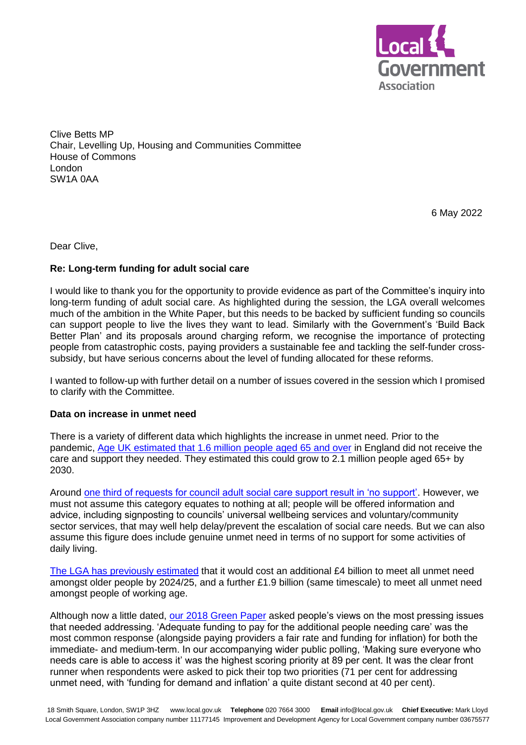Clive Betts MP
Chair, Levelling Up, Housing and Communities Committee
House of Commons
London
SW1A 0AA

6 May 2022

Dear Clive,

**Re: Long-term funding for adult social care**

I would like to thank you for the opportunity to provide evidence as part of the Committee's inquiry into long-term funding of adult social care. As highlighted during the session, the LGA overall welcomes much of the ambition in the White Paper, but this needs to be backed by sufficient funding so councils can support people to live the lives they want to lead. Similarly with the Government's 'Build Back Better Plan' and its proposals around charging reform, we recognise the importance of protecting people from catastrophic costs, paying providers a sustainable fee and tackling the self-funder cross-subsidy, but have serious concerns about the level of funding allocated for these reforms.

I wanted to follow-up with further detail on a number of issues covered in the session which I promised to clarify with the Committee.

**Data on increase in unmet need**

There is a variety of different data which highlights the increase in unmet need. Prior to the pandemic, Age UK estimated that 1.6 million people aged 65 and over in England did not receive the care and support they needed. They estimated this could grow to 2.1 million people aged 65+ by 2030.

Around one third of requests for council adult social care support result in 'no support'. However, we must not assume this category equates to nothing at all; people will be offered information and advice, including signposting to councils' universal wellbeing services and voluntary/community sector services, that may well help delay/prevent the escalation of social care needs. But we can also assume this figure does include genuine unmet need in terms of no support for some activities of daily living.

The LGA has previously estimated that it would cost an additional £4 billion to meet all unmet need amongst older people by 2024/25, and a further £1.9 billion (same timescale) to meet all unmet need amongst people of working age.

Although now a little dated, our 2018 Green Paper asked people's views on the most pressing issues that needed addressing. 'Adequate funding to pay for the additional people needing care' was the most common response (alongside paying providers a fair rate and funding for inflation) for both the immediate- and medium-term. In our accompanying wider public polling, 'Making sure everyone who needs care is able to access it' was the highest scoring priority at 89 per cent. It was the clear front runner when respondents were asked to pick their top two priorities (71 per cent for addressing unmet need, with 'funding for demand and inflation' a quite distant second at 40 per cent).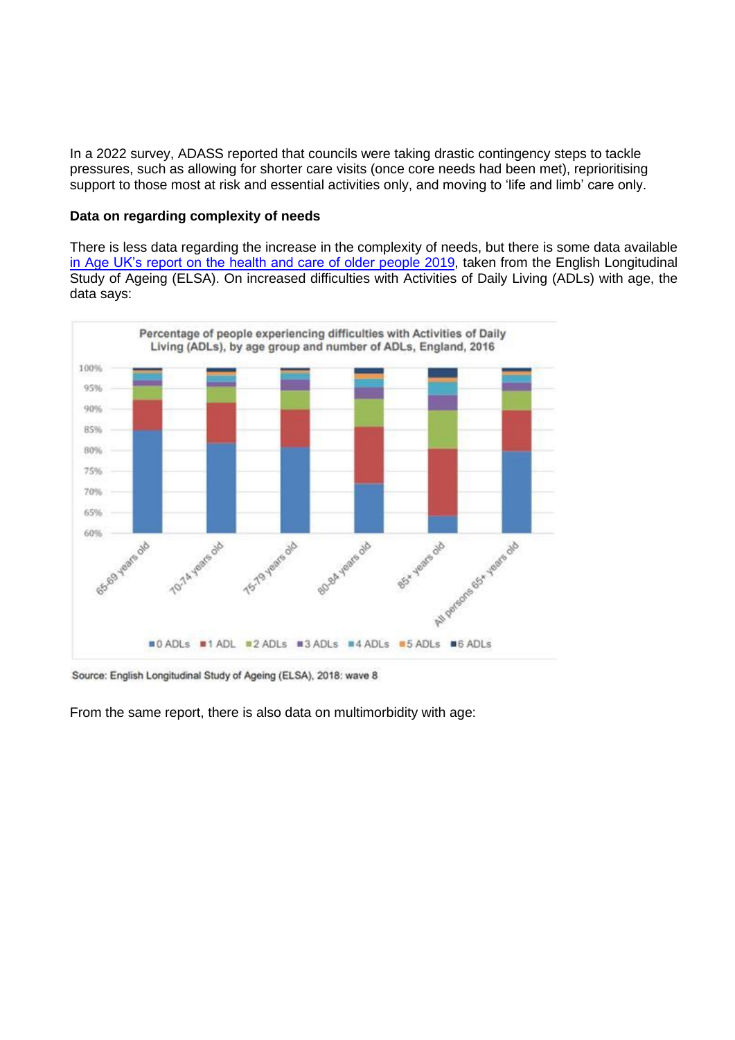In a 2022 survey, ADASS reported that councils were taking drastic contingency steps to tackle pressures, such as allowing for shorter care visits (once core needs had been met), reprioritising support to those most at risk and essential activities only, and moving to 'life and limb' care only.

**Data on regarding complexity of needs**

There is less data regarding the increase in the complexity of needs, but there is some data available in Age UK's report on the health and care of older people 2019, taken from the English Longitudinal Study of Ageing (ELSA). On increased difficulties with Activities of Daily Living (ADLs) with age, the data says:

Source: English Longitudinal Study of Ageing (ELSA), 2018: wave 8

From the same report, there is also data on multimorbidity with age: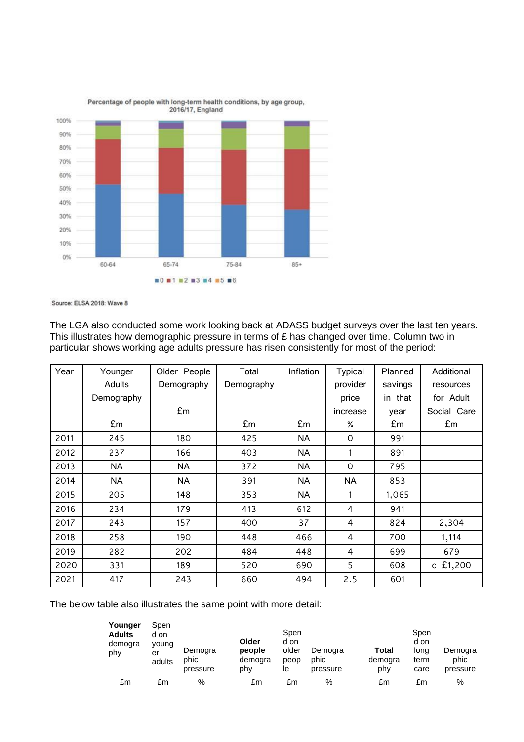Percentage of people with long-term health conditions, by age group, 2016/17, England

Source: ELSA 2018: Wave 8

The LGA also conducted some work looking back at ADASS budget surveys over the last ten years. This illustrates how demographic pressure in terms of £ has changed over time. Column two in particular shows working age adults pressure has risen consistently for most of the period:

| Year | Younger Adults Demography £m | Older People Demography £m | Total Demography £m | Inflation £m | Typical provider price increase % | Planned savings in that year £m | Additional resources for Adult Social Care £m |
|---|---|---|---|---|---|---|---|
| 2011 | 245 | 180 | 425 | NA | 0 | 991 | |
| 2012 | 237 | 166 | 403 | NA | 1 | 891 | |
| 2013 | NA | NA | 372 | NA | 0 | 795 | |
| 2014 | NA | NA | 391 | NA | NA | 853 | |
| 2015 | 205 | 148 | 353 | NA | 1 | 1,065 | |
| 2016 | 234 | 179 | 413 | 612 | 4 | 941 | |
| 2017 | 243 | 157 | 400 | 37 | 4 | 824 | 2,304 |
| 2018 | 258 | 190 | 448 | 466 | 4 | 700 | 1,114 |
| 2019 | 282 | 202 | 484 | 448 | 4 | 699 | 679 |
| 2020 | 331 | 189 | 520 | 690 | 5 | 608 | c £1,200 |
| 2021 | 417 | 243 | 660 | 494 | 2.5 | 601 | |

The below table also illustrates the same point with more detail:

| **Younger Adults** demography | Spend on younger adults | Demographic pressure | **Older people** demography | Spend on older people | Demographic pressure | **Total** demography | Spend on long term care | Demographic pressure |
|---|---|---|---|---|---|---|---|---|
| £m | £m | % | £m | £m | % | £m | £m | % |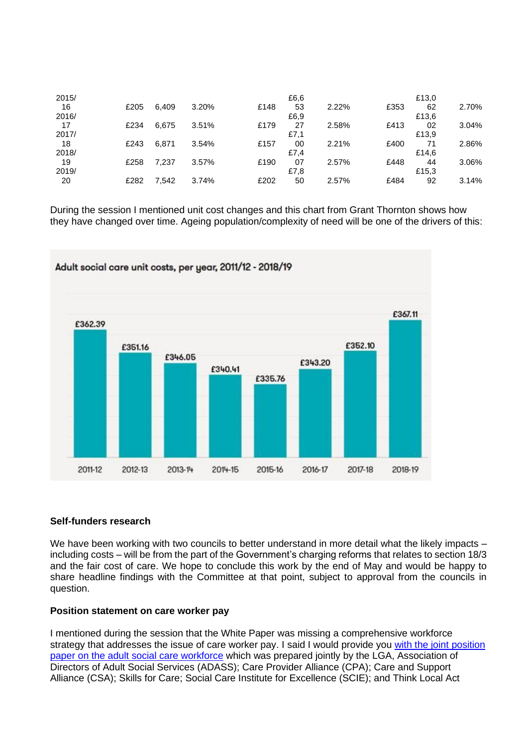| | | | | | | | | | |
|---|---|---|---|---|---|---|---|---|---|
| 2015/16 | £205 | 6,409 | 3.20% | £148 | £6,653 | 2.22% | £353 | £13,062 | 2.70% |
| 2016/17 | £234 | 6,675 | 3.51% | £179 | £6,927 | 2.58% | £413 | £13,602 | 3.04% |
| 2017/18 | £243 | 6,871 | 3.54% | £157 | £7,100 | 2.21% | £400 | £13,971 | 2.86% |
| 2018/19 | £258 | 7,237 | 3.57% | £190 | £7,407 | 2.57% | £448 | £14,644 | 3.06% |
| 2019/20 | £282 | 7,542 | 3.74% | £202 | £7,850 | 2.57% | £484 | £15,392 | 3.14% |

During the session I mentioned unit cost changes and this chart from Grant Thornton shows how they have changed over time. Ageing population/complexity of need will be one of the drivers of this:

**Adult social care unit costs, per year, 2011/12 - 2018/19**

| 2011-12 | 2012-13 | 2013-14 | 2014-15 | 2015-16 | 2016-17 | 2017-18 | 2018-19 |
|---|---|---|---|---|---|---|---|
| £362.39 | £351.16 | £346.05 | £340.41 | £335.76 | £343.20 | £352.10 | £367.11 |

**Self-funders research**

We have been working with two councils to better understand in more detail what the likely impacts – including costs – will be from the part of the Government's charging reforms that relates to section 18/3 and the fair cost of care. We hope to conclude this work by the end of May and would be happy to share headline findings with the Committee at that point, subject to approval from the councils in question.

**Position statement on care worker pay**

I mentioned during the session that the White Paper was missing a comprehensive workforce strategy that addresses the issue of care worker pay. I said I would provide you with the joint position paper on the adult social care workforce which was prepared jointly by the LGA, Association of Directors of Adult Social Services (ADASS); Care Provider Alliance (CPA); Care and Support Alliance (CSA); Skills for Care; Social Care Institute for Excellence (SCIE); and Think Local Act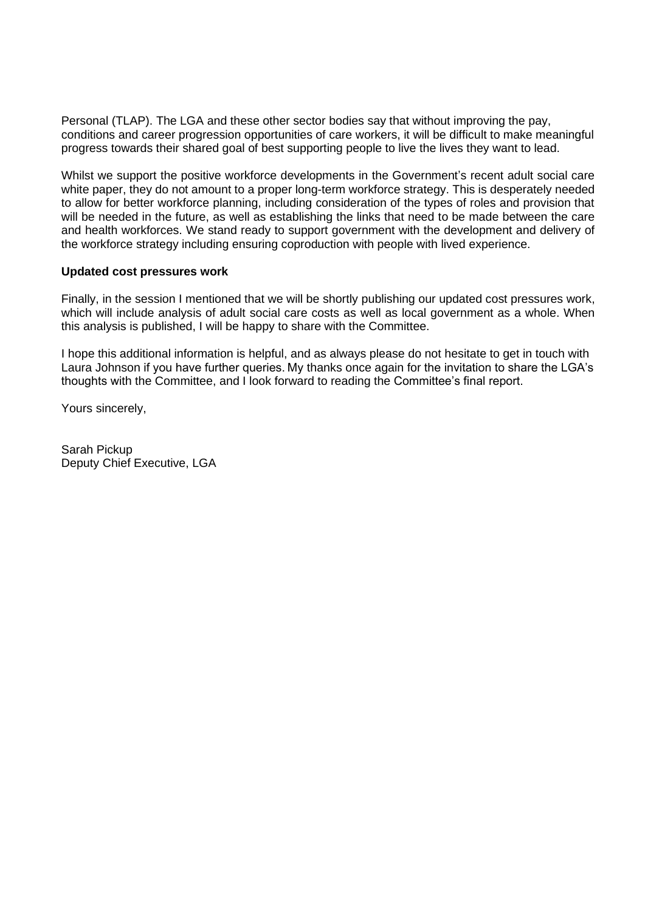Personal (TLAP). The LGA and these other sector bodies say that without improving the pay, conditions and career progression opportunities of care workers, it will be difficult to make meaningful progress towards their shared goal of best supporting people to live the lives they want to lead.

Whilst we support the positive workforce developments in the Government's recent adult social care white paper, they do not amount to a proper long-term workforce strategy. This is desperately needed to allow for better workforce planning, including consideration of the types of roles and provision that will be needed in the future, as well as establishing the links that need to be made between the care and health workforces. We stand ready to support government with the development and delivery of the workforce strategy including ensuring coproduction with people with lived experience.

**Updated cost pressures work**

Finally, in the session I mentioned that we will be shortly publishing our updated cost pressures work, which will include analysis of adult social care costs as well as local government as a whole. When this analysis is published, I will be happy to share with the Committee.

I hope this additional information is helpful, and as always please do not hesitate to get in touch with Laura Johnson if you have further queries. My thanks once again for the invitation to share the LGA's thoughts with the Committee, and I look forward to reading the Committee's final report.

Yours sincerely,

Sarah Pickup
Deputy Chief Executive, LGA